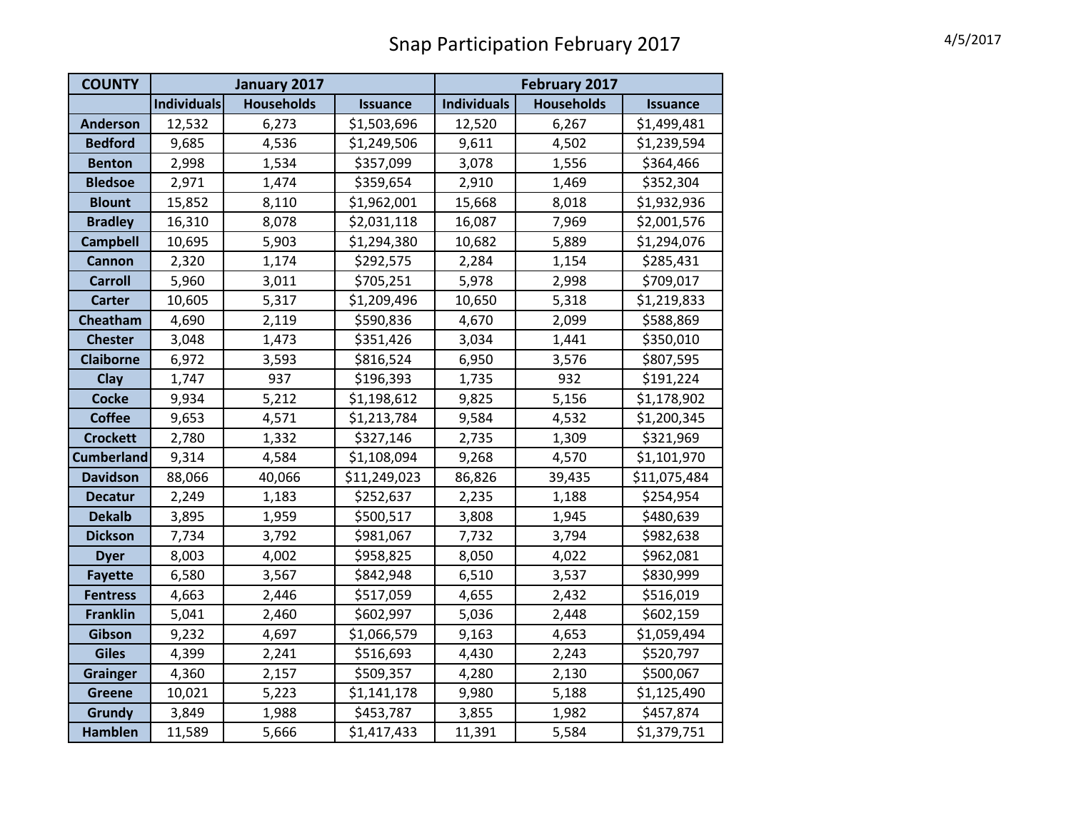# Snap Participation February 2017

4/5/2017

| COUNTY | January 2017 | | | February 2017 | | |
|---|---|---|---|---|---|---|
| | Individuals | Households | Issuance | Individuals | Households | Issuance |
| Anderson | 12,532 | 6,273 | $1,503,696 | 12,520 | 6,267 | $1,499,481 |
| Bedford | 9,685 | 4,536 | $1,249,506 | 9,611 | 4,502 | $1,239,594 |
| Benton | 2,998 | 1,534 | $357,099 | 3,078 | 1,556 | $364,466 |
| Bledsoe | 2,971 | 1,474 | $359,654 | 2,910 | 1,469 | $352,304 |
| Blount | 15,852 | 8,110 | $1,962,001 | 15,668 | 8,018 | $1,932,936 |
| Bradley | 16,310 | 8,078 | $2,031,118 | 16,087 | 7,969 | $2,001,576 |
| Campbell | 10,695 | 5,903 | $1,294,380 | 10,682 | 5,889 | $1,294,076 |
| Cannon | 2,320 | 1,174 | $292,575 | 2,284 | 1,154 | $285,431 |
| Carroll | 5,960 | 3,011 | $705,251 | 5,978 | 2,998 | $709,017 |
| Carter | 10,605 | 5,317 | $1,209,496 | 10,650 | 5,318 | $1,219,833 |
| Cheatham | 4,690 | 2,119 | $590,836 | 4,670 | 2,099 | $588,869 |
| Chester | 3,048 | 1,473 | $351,426 | 3,034 | 1,441 | $350,010 |
| Claiborne | 6,972 | 3,593 | $816,524 | 6,950 | 3,576 | $807,595 |
| Clay | 1,747 | 937 | $196,393 | 1,735 | 932 | $191,224 |
| Cocke | 9,934 | 5,212 | $1,198,612 | 9,825 | 5,156 | $1,178,902 |
| Coffee | 9,653 | 4,571 | $1,213,784 | 9,584 | 4,532 | $1,200,345 |
| Crockett | 2,780 | 1,332 | $327,146 | 2,735 | 1,309 | $321,969 |
| Cumberland | 9,314 | 4,584 | $1,108,094 | 9,268 | 4,570 | $1,101,970 |
| Davidson | 88,066 | 40,066 | $11,249,023 | 86,826 | 39,435 | $11,075,484 |
| Decatur | 2,249 | 1,183 | $252,637 | 2,235 | 1,188 | $254,954 |
| Dekalb | 3,895 | 1,959 | $500,517 | 3,808 | 1,945 | $480,639 |
| Dickson | 7,734 | 3,792 | $981,067 | 7,732 | 3,794 | $982,638 |
| Dyer | 8,003 | 4,002 | $958,825 | 8,050 | 4,022 | $962,081 |
| Fayette | 6,580 | 3,567 | $842,948 | 6,510 | 3,537 | $830,999 |
| Fentress | 4,663 | 2,446 | $517,059 | 4,655 | 2,432 | $516,019 |
| Franklin | 5,041 | 2,460 | $602,997 | 5,036 | 2,448 | $602,159 |
| Gibson | 9,232 | 4,697 | $1,066,579 | 9,163 | 4,653 | $1,059,494 |
| Giles | 4,399 | 2,241 | $516,693 | 4,430 | 2,243 | $520,797 |
| Grainger | 4,360 | 2,157 | $509,357 | 4,280 | 2,130 | $500,067 |
| Greene | 10,021 | 5,223 | $1,141,178 | 9,980 | 5,188 | $1,125,490 |
| Grundy | 3,849 | 1,988 | $453,787 | 3,855 | 1,982 | $457,874 |
| Hamblen | 11,589 | 5,666 | $1,417,433 | 11,391 | 5,584 | $1,379,751 |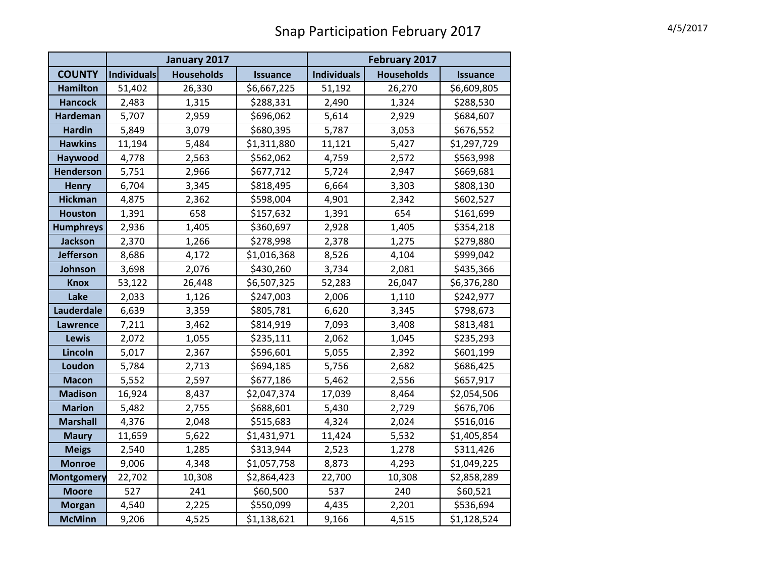# Snap Participation February 2017

4/5/2017

| | January 2017 | | | February 2017 | | |
|---|---|---|---|---|---|---|
| **COUNTY** | **Individuals** | **Households** | **Issuance** | **Individuals** | **Households** | **Issuance** |
| **Hamilton** | 51,402 | 26,330 | $6,667,225 | 51,192 | 26,270 | $6,609,805 |
| **Hancock** | 2,483 | 1,315 | $288,331 | 2,490 | 1,324 | $288,530 |
| **Hardeman** | 5,707 | 2,959 | $696,062 | 5,614 | 2,929 | $684,607 |
| **Hardin** | 5,849 | 3,079 | $680,395 | 5,787 | 3,053 | $676,552 |
| **Hawkins** | 11,194 | 5,484 | $1,311,880 | 11,121 | 5,427 | $1,297,729 |
| **Haywood** | 4,778 | 2,563 | $562,062 | 4,759 | 2,572 | $563,998 |
| **Henderson** | 5,751 | 2,966 | $677,712 | 5,724 | 2,947 | $669,681 |
| **Henry** | 6,704 | 3,345 | $818,495 | 6,664 | 3,303 | $808,130 |
| **Hickman** | 4,875 | 2,362 | $598,004 | 4,901 | 2,342 | $602,527 |
| **Houston** | 1,391 | 658 | $157,632 | 1,391 | 654 | $161,699 |
| **Humphreys** | 2,936 | 1,405 | $360,697 | 2,928 | 1,405 | $354,218 |
| **Jackson** | 2,370 | 1,266 | $278,998 | 2,378 | 1,275 | $279,880 |
| **Jefferson** | 8,686 | 4,172 | $1,016,368 | 8,526 | 4,104 | $999,042 |
| **Johnson** | 3,698 | 2,076 | $430,260 | 3,734 | 2,081 | $435,366 |
| **Knox** | 53,122 | 26,448 | $6,507,325 | 52,283 | 26,047 | $6,376,280 |
| **Lake** | 2,033 | 1,126 | $247,003 | 2,006 | 1,110 | $242,977 |
| **Lauderdale** | 6,639 | 3,359 | $805,781 | 6,620 | 3,345 | $798,673 |
| **Lawrence** | 7,211 | 3,462 | $814,919 | 7,093 | 3,408 | $813,481 |
| **Lewis** | 2,072 | 1,055 | $235,111 | 2,062 | 1,045 | $235,293 |
| **Lincoln** | 5,017 | 2,367 | $596,601 | 5,055 | 2,392 | $601,199 |
| **Loudon** | 5,784 | 2,713 | $694,185 | 5,756 | 2,682 | $686,425 |
| **Macon** | 5,552 | 2,597 | $677,186 | 5,462 | 2,556 | $657,917 |
| **Madison** | 16,924 | 8,437 | $2,047,374 | 17,039 | 8,464 | $2,054,506 |
| **Marion** | 5,482 | 2,755 | $688,601 | 5,430 | 2,729 | $676,706 |
| **Marshall** | 4,376 | 2,048 | $515,683 | 4,324 | 2,024 | $516,016 |
| **Maury** | 11,659 | 5,622 | $1,431,971 | 11,424 | 5,532 | $1,405,854 |
| **Meigs** | 2,540 | 1,285 | $313,944 | 2,523 | 1,278 | $311,426 |
| **Monroe** | 9,006 | 4,348 | $1,057,758 | 8,873 | 4,293 | $1,049,225 |
| **Montgomery** | 22,702 | 10,308 | $2,864,423 | 22,700 | 10,308 | $2,858,289 |
| **Moore** | 527 | 241 | $60,500 | 537 | 240 | $60,521 |
| **Morgan** | 4,540 | 2,225 | $550,099 | 4,435 | 2,201 | $536,694 |
| **McMinn** | 9,206 | 4,525 | $1,138,621 | 9,166 | 4,515 | $1,128,524 |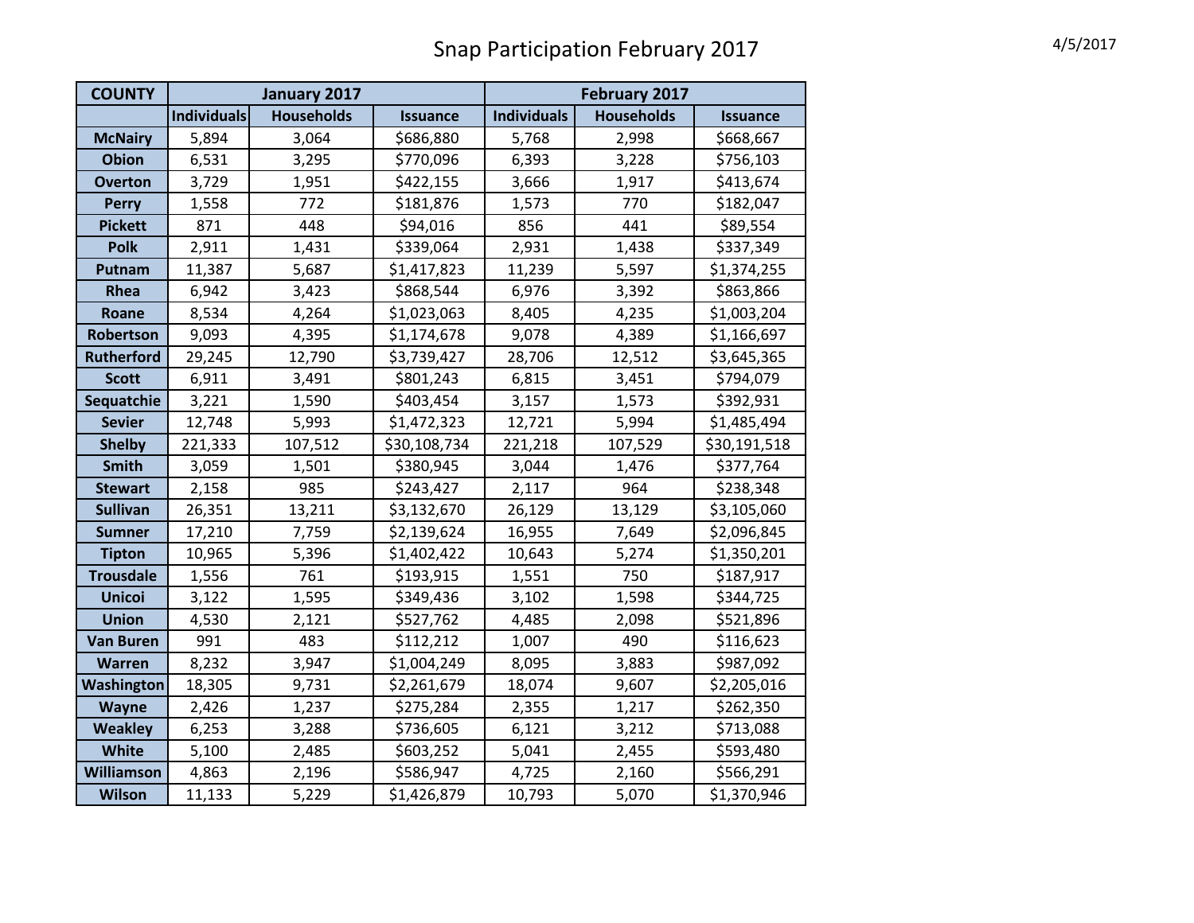# Snap Participation February 2017

4/5/2017

| COUNTY | January 2017 | | | February 2017 | | |
|---|---|---|---|---|---|---|
| | Individuals | Households | Issuance | Individuals | Households | Issuance |
| McNairy | 5,894 | 3,064 | $686,880 | 5,768 | 2,998 | $668,667 |
| Obion | 6,531 | 3,295 | $770,096 | 6,393 | 3,228 | $756,103 |
| Overton | 3,729 | 1,951 | $422,155 | 3,666 | 1,917 | $413,674 |
| Perry | 1,558 | 772 | $181,876 | 1,573 | 770 | $182,047 |
| Pickett | 871 | 448 | $94,016 | 856 | 441 | $89,554 |
| Polk | 2,911 | 1,431 | $339,064 | 2,931 | 1,438 | $337,349 |
| Putnam | 11,387 | 5,687 | $1,417,823 | 11,239 | 5,597 | $1,374,255 |
| Rhea | 6,942 | 3,423 | $868,544 | 6,976 | 3,392 | $863,866 |
| Roane | 8,534 | 4,264 | $1,023,063 | 8,405 | 4,235 | $1,003,204 |
| Robertson | 9,093 | 4,395 | $1,174,678 | 9,078 | 4,389 | $1,166,697 |
| Rutherford | 29,245 | 12,790 | $3,739,427 | 28,706 | 12,512 | $3,645,365 |
| Scott | 6,911 | 3,491 | $801,243 | 6,815 | 3,451 | $794,079 |
| Sequatchie | 3,221 | 1,590 | $403,454 | 3,157 | 1,573 | $392,931 |
| Sevier | 12,748 | 5,993 | $1,472,323 | 12,721 | 5,994 | $1,485,494 |
| Shelby | 221,333 | 107,512 | $30,108,734 | 221,218 | 107,529 | $30,191,518 |
| Smith | 3,059 | 1,501 | $380,945 | 3,044 | 1,476 | $377,764 |
| Stewart | 2,158 | 985 | $243,427 | 2,117 | 964 | $238,348 |
| Sullivan | 26,351 | 13,211 | $3,132,670 | 26,129 | 13,129 | $3,105,060 |
| Sumner | 17,210 | 7,759 | $2,139,624 | 16,955 | 7,649 | $2,096,845 |
| Tipton | 10,965 | 5,396 | $1,402,422 | 10,643 | 5,274 | $1,350,201 |
| Trousdale | 1,556 | 761 | $193,915 | 1,551 | 750 | $187,917 |
| Unicoi | 3,122 | 1,595 | $349,436 | 3,102 | 1,598 | $344,725 |
| Union | 4,530 | 2,121 | $527,762 | 4,485 | 2,098 | $521,896 |
| Van Buren | 991 | 483 | $112,212 | 1,007 | 490 | $116,623 |
| Warren | 8,232 | 3,947 | $1,004,249 | 8,095 | 3,883 | $987,092 |
| Washington | 18,305 | 9,731 | $2,261,679 | 18,074 | 9,607 | $2,205,016 |
| Wayne | 2,426 | 1,237 | $275,284 | 2,355 | 1,217 | $262,350 |
| Weakley | 6,253 | 3,288 | $736,605 | 6,121 | 3,212 | $713,088 |
| White | 5,100 | 2,485 | $603,252 | 5,041 | 2,455 | $593,480 |
| Williamson | 4,863 | 2,196 | $586,947 | 4,725 | 2,160 | $566,291 |
| Wilson | 11,133 | 5,229 | $1,426,879 | 10,793 | 5,070 | $1,370,946 |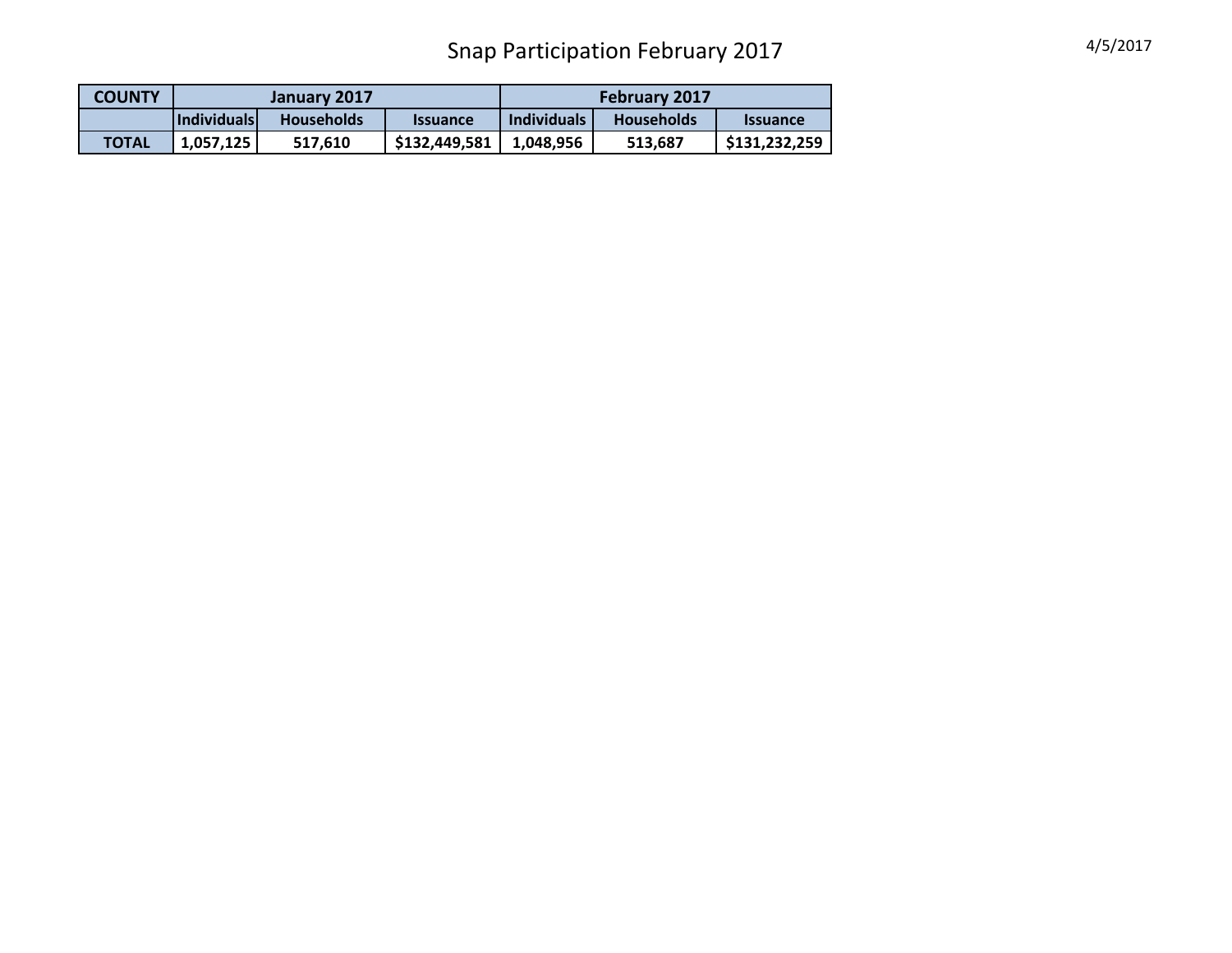# Snap Participation February 2017

4/5/2017

| COUNTY | January 2017 | | | February 2017 | | |
|---|---|---|---|---|---|---|
| | Individuals | Households | Issuance | Individuals | Households | Issuance |
| TOTAL | 1,057,125 | 517,610 | $132,449,581 | 1,048,956 | 513,687 | $131,232,259 |